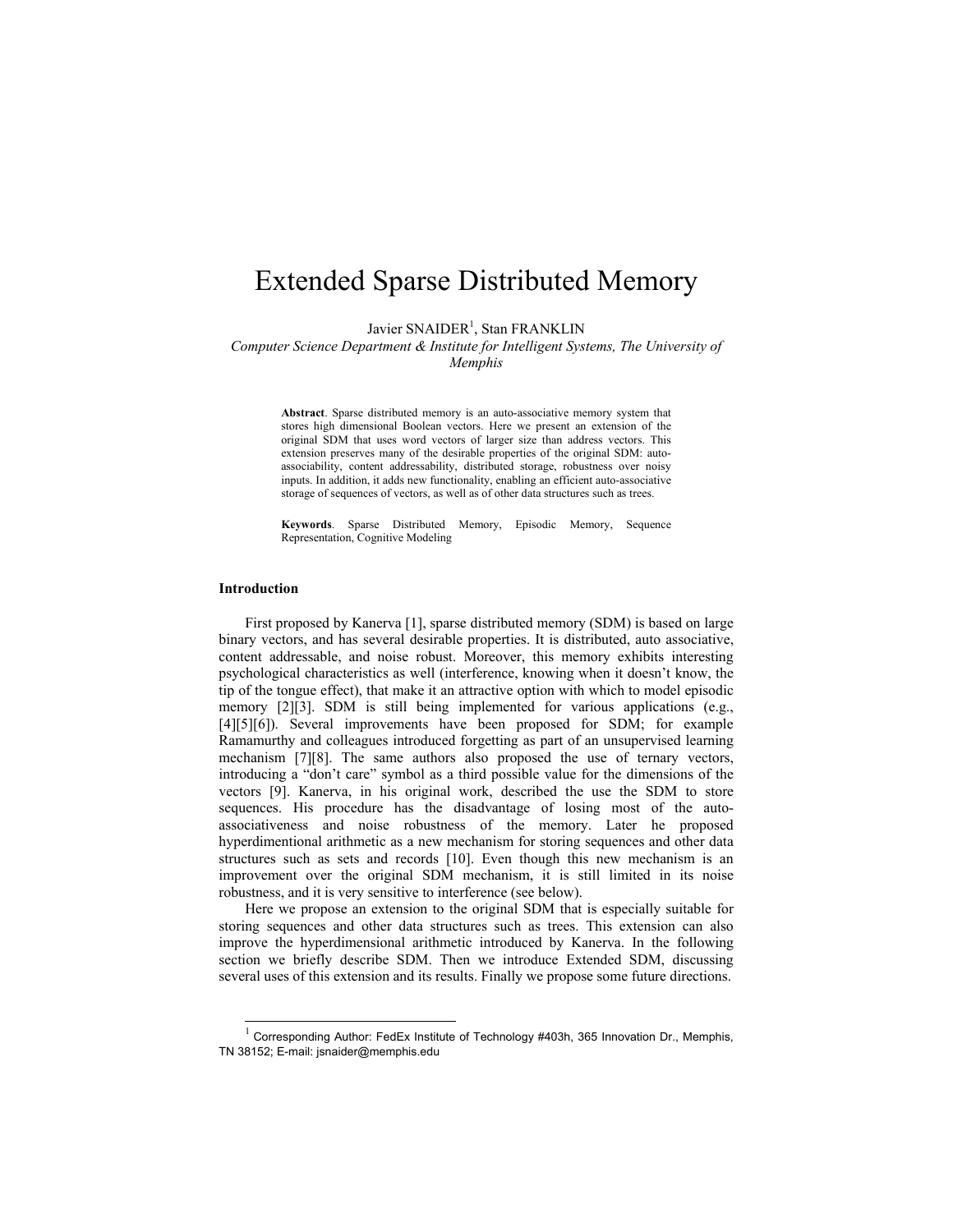# Extended Sparse Distributed Memory

Javier SNAIDER[1], Stan FRANKLIN

*Computer Science Department & Institute for Intelligent Systems, The University of Memphis*

**Abstract**. Sparse distributed memory is an auto-associative memory system that stores high dimensional Boolean vectors. Here we present an extension of the original SDM that uses word vectors of larger size than address vectors. This extension preserves many of the desirable properties of the original SDM: auto-associability, content addressability, distributed storage, robustness over noisy inputs. In addition, it adds new functionality, enabling an efficient auto-associative storage of sequences of vectors, as well as of other data structures such as trees.

**Keywords**. Sparse Distributed Memory, Episodic Memory, Sequence Representation, Cognitive Modeling

## Introduction

First proposed by Kanerva [1], sparse distributed memory (SDM) is based on large binary vectors, and has several desirable properties. It is distributed, auto associative, content addressable, and noise robust. Moreover, this memory exhibits interesting psychological characteristics as well (interference, knowing when it doesn't know, the tip of the tongue effect), that make it an attractive option with which to model episodic memory [2][3]. SDM is still being implemented for various applications (e.g., [4][5][6]). Several improvements have been proposed for SDM; for example Ramamurthy and colleagues introduced forgetting as part of an unsupervised learning mechanism [7][8]. The same authors also proposed the use of ternary vectors, introducing a "don't care" symbol as a third possible value for the dimensions of the vectors [9]. Kanerva, in his original work, described the use the SDM to store sequences. His procedure has the disadvantage of losing most of the auto-associativeness and noise robustness of the memory. Later he proposed hyperdimentional arithmetic as a new mechanism for storing sequences and other data structures such as sets and records [10]. Even though this new mechanism is an improvement over the original SDM mechanism, it is still limited in its noise robustness, and it is very sensitive to interference (see below).

Here we propose an extension to the original SDM that is especially suitable for storing sequences and other data structures such as trees. This extension can also improve the hyperdimensional arithmetic introduced by Kanerva. In the following section we briefly describe SDM. Then we introduce Extended SDM, discussing several uses of this extension and its results. Finally we propose some future directions.

[1] Corresponding Author: FedEx Institute of Technology #403h, 365 Innovation Dr., Memphis, TN 38152; E-mail: jsnaider@memphis.edu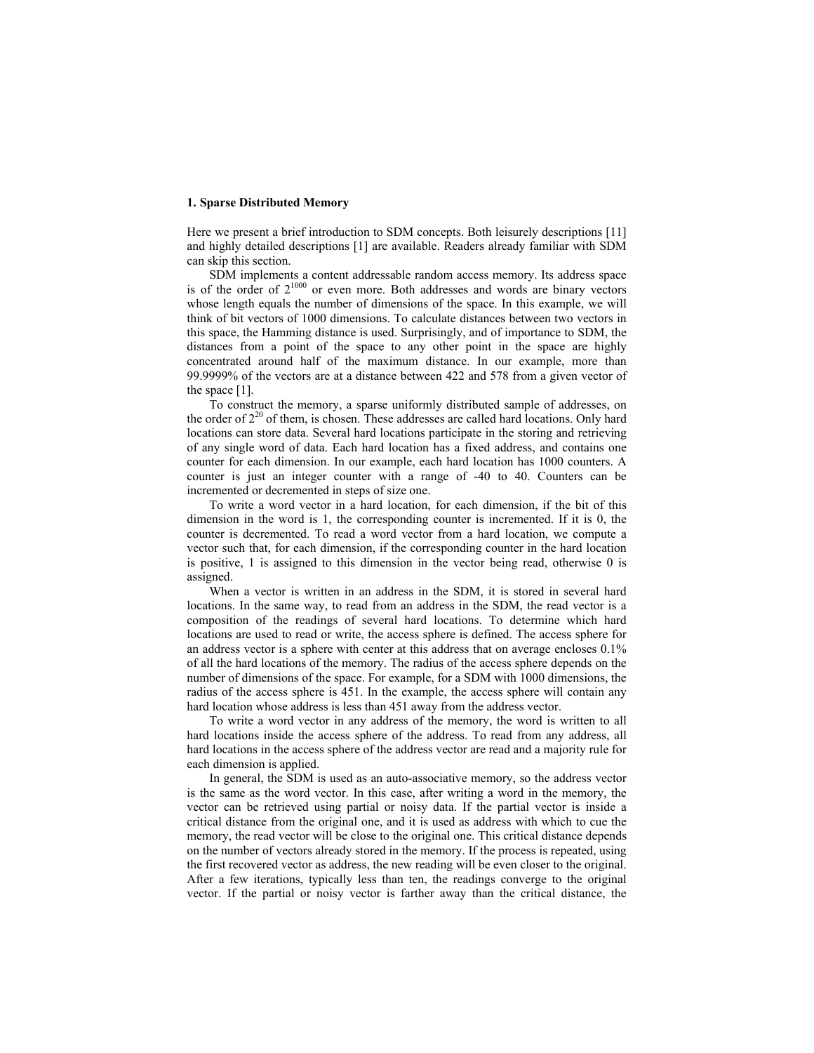## 1. Sparse Distributed Memory

Here we present a brief introduction to SDM concepts. Both leisurely descriptions [11] and highly detailed descriptions [1] are available. Readers already familiar with SDM can skip this section.

SDM implements a content addressable random access memory. Its address space is of the order of $2^{1000}$ or even more. Both addresses and words are binary vectors whose length equals the number of dimensions of the space. In this example, we will think of bit vectors of 1000 dimensions. To calculate distances between two vectors in this space, the Hamming distance is used. Surprisingly, and of importance to SDM, the distances from a point of the space to any other point in the space are highly concentrated around half of the maximum distance. In our example, more than 99.9999% of the vectors are at a distance between 422 and 578 from a given vector of the space [1].

To construct the memory, a sparse uniformly distributed sample of addresses, on the order of $2^{20}$ of them, is chosen. These addresses are called hard locations. Only hard locations can store data. Several hard locations participate in the storing and retrieving of any single word of data. Each hard location has a fixed address, and contains one counter for each dimension. In our example, each hard location has 1000 counters. A counter is just an integer counter with a range of -40 to 40. Counters can be incremented or decremented in steps of size one.

To write a word vector in a hard location, for each dimension, if the bit of this dimension in the word is 1, the corresponding counter is incremented. If it is 0, the counter is decremented. To read a word vector from a hard location, we compute a vector such that, for each dimension, if the corresponding counter in the hard location is positive, 1 is assigned to this dimension in the vector being read, otherwise 0 is assigned.

When a vector is written in an address in the SDM, it is stored in several hard locations. In the same way, to read from an address in the SDM, the read vector is a composition of the readings of several hard locations. To determine which hard locations are used to read or write, the access sphere is defined. The access sphere for an address vector is a sphere with center at this address that on average encloses 0.1% of all the hard locations of the memory. The radius of the access sphere depends on the number of dimensions of the space. For example, for a SDM with 1000 dimensions, the radius of the access sphere is 451. In the example, the access sphere will contain any hard location whose address is less than 451 away from the address vector.

To write a word vector in any address of the memory, the word is written to all hard locations inside the access sphere of the address. To read from any address, all hard locations in the access sphere of the address vector are read and a majority rule for each dimension is applied.

In general, the SDM is used as an auto-associative memory, so the address vector is the same as the word vector. In this case, after writing a word in the memory, the vector can be retrieved using partial or noisy data. If the partial vector is inside a critical distance from the original one, and it is used as address with which to cue the memory, the read vector will be close to the original one. This critical distance depends on the number of vectors already stored in the memory. If the process is repeated, using the first recovered vector as address, the new reading will be even closer to the original. After a few iterations, typically less than ten, the readings converge to the original vector. If the partial or noisy vector is farther away than the critical distance, the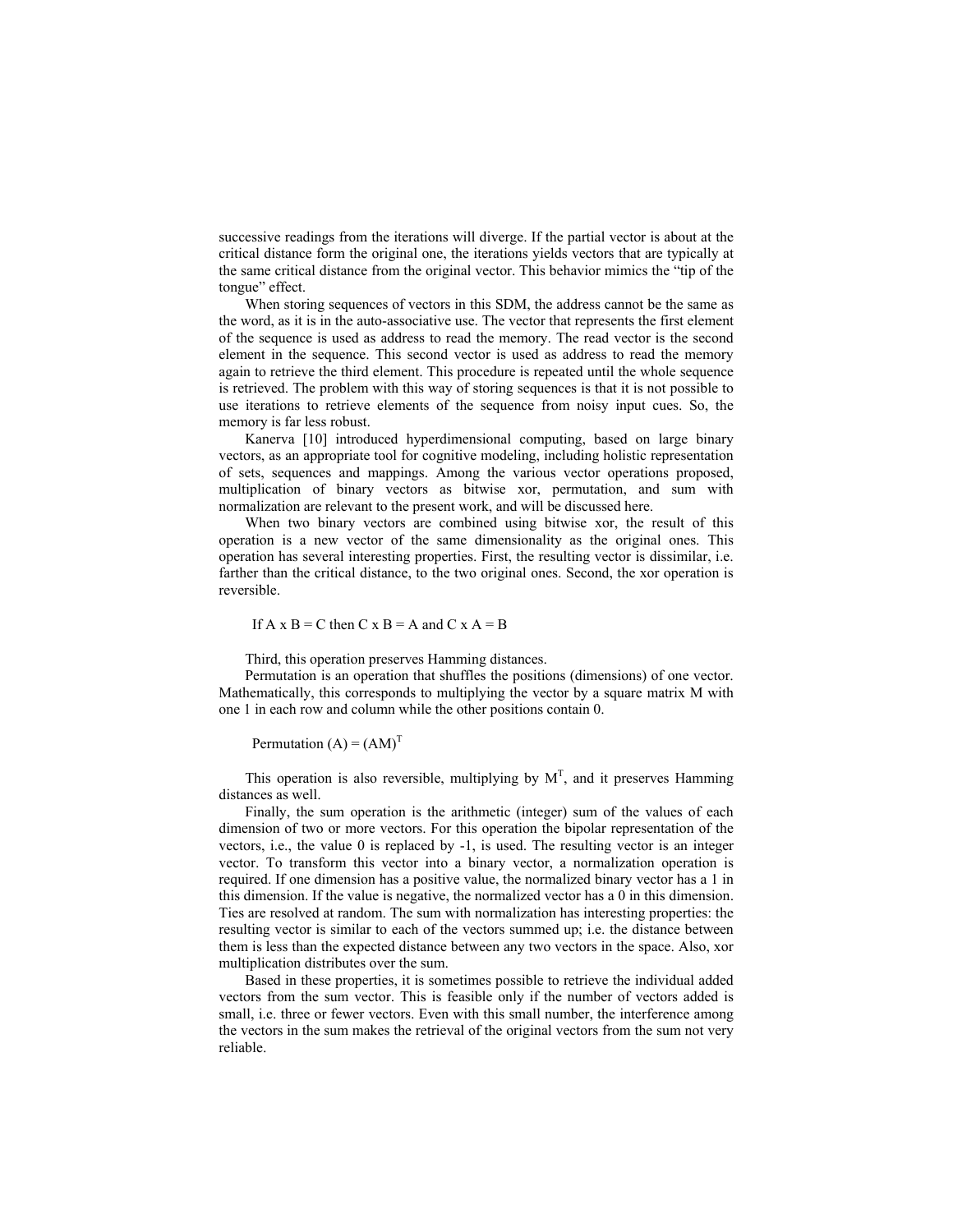successive readings from the iterations will diverge. If the partial vector is about at the critical distance form the original one, the iterations yields vectors that are typically at the same critical distance from the original vector. This behavior mimics the "tip of the tongue" effect.

When storing sequences of vectors in this SDM, the address cannot be the same as the word, as it is in the auto-associative use. The vector that represents the first element of the sequence is used as address to read the memory. The read vector is the second element in the sequence. This second vector is used as address to read the memory again to retrieve the third element. This procedure is repeated until the whole sequence is retrieved. The problem with this way of storing sequences is that it is not possible to use iterations to retrieve elements of the sequence from noisy input cues. So, the memory is far less robust.

Kanerva [10] introduced hyperdimensional computing, based on large binary vectors, as an appropriate tool for cognitive modeling, including holistic representation of sets, sequences and mappings. Among the various vector operations proposed, multiplication of binary vectors as bitwise xor, permutation, and sum with normalization are relevant to the present work, and will be discussed here.

When two binary vectors are combined using bitwise xor, the result of this operation is a new vector of the same dimensionality as the original ones. This operation has several interesting properties. First, the resulting vector is dissimilar, i.e. farther than the critical distance, to the two original ones. Second, the xor operation is reversible.

If A x B = C then C x B = A and C x A = B

Third, this operation preserves Hamming distances.

Permutation is an operation that shuffles the positions (dimensions) of one vector. Mathematically, this corresponds to multiplying the vector by a square matrix M with one 1 in each row and column while the other positions contain 0.

$$\text{Permutation}(A) = (AM)^T$$

This operation is also reversible, multiplying by $M^T$, and it preserves Hamming distances as well.

Finally, the sum operation is the arithmetic (integer) sum of the values of each dimension of two or more vectors. For this operation the bipolar representation of the vectors, i.e., the value 0 is replaced by -1, is used. The resulting vector is an integer vector. To transform this vector into a binary vector, a normalization operation is required. If one dimension has a positive value, the normalized binary vector has a 1 in this dimension. If the value is negative, the normalized vector has a 0 in this dimension. Ties are resolved at random. The sum with normalization has interesting properties: the resulting vector is similar to each of the vectors summed up; i.e. the distance between them is less than the expected distance between any two vectors in the space. Also, xor multiplication distributes over the sum.

Based in these properties, it is sometimes possible to retrieve the individual added vectors from the sum vector. This is feasible only if the number of vectors added is small, i.e. three or fewer vectors. Even with this small number, the interference among the vectors in the sum makes the retrieval of the original vectors from the sum not very reliable.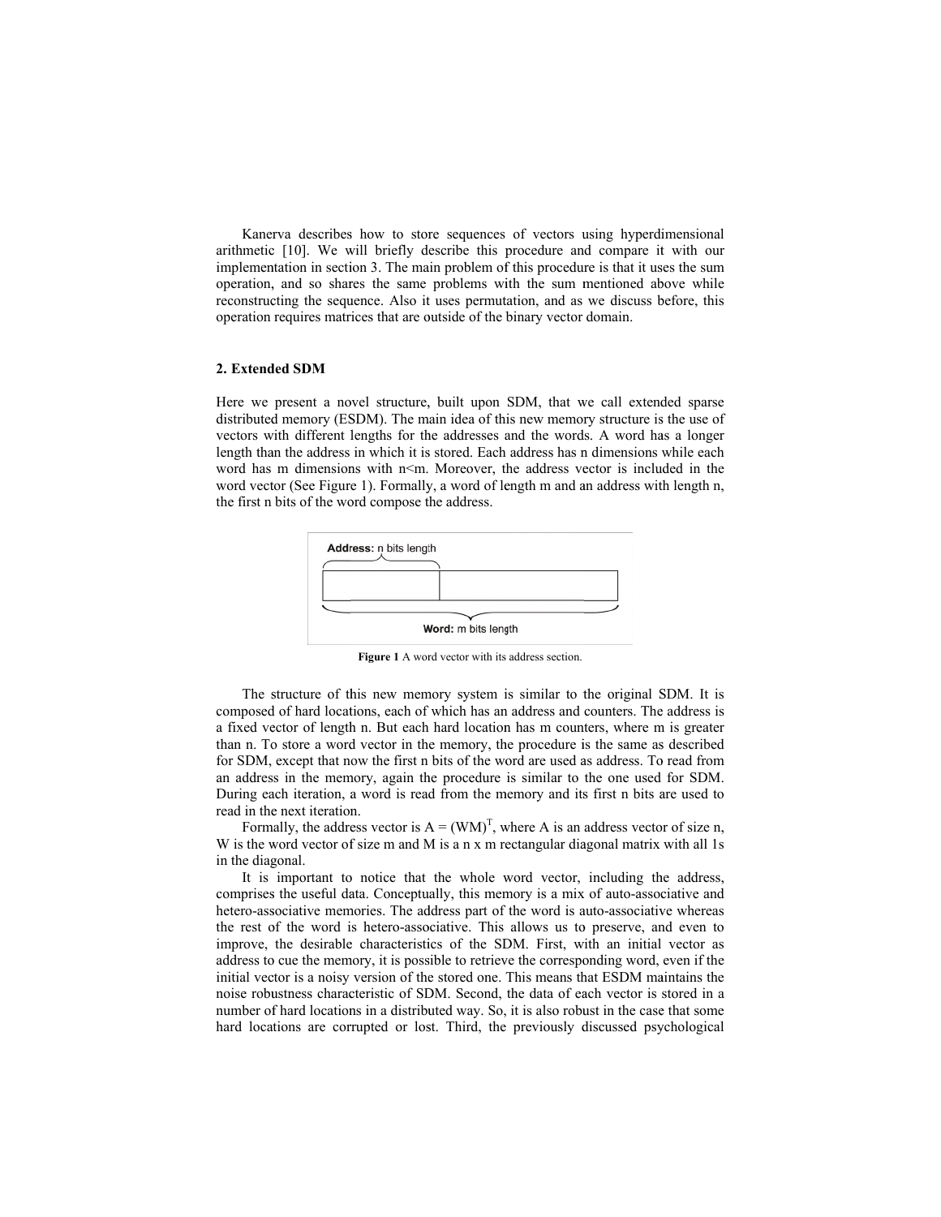Kanerva describes how to store sequences of vectors using hyperdimensional arithmetic [10]. We will briefly describe this procedure and compare it with our implementation in section 3. The main problem of this procedure is that it uses the sum operation, and so shares the same problems with the sum mentioned above while reconstructing the sequence. Also it uses permutation, and as we discuss before, this operation requires matrices that are outside of the binary vector domain.

## 2. Extended SDM

Here we present a novel structure, built upon SDM, that we call extended sparse distributed memory (ESDM). The main idea of this new memory structure is the use of vectors with different lengths for the addresses and the words. A word has a longer length than the address in which it is stored. Each address has n dimensions while each word has m dimensions with $n<m$. Moreover, the address vector is included in the word vector (See Figure 1). Formally, a word of length m and an address with length n, the first n bits of the word compose the address.

Address: n bits length

Word: m bits length

**Figure 1** A word vector with its address section.

The structure of this new memory system is similar to the original SDM. It is composed of hard locations, each of which has an address and counters. The address is a fixed vector of length n. But each hard location has m counters, where m is greater than n. To store a word vector in the memory, the procedure is the same as described for SDM, except that now the first n bits of the word are used as address. To read from an address in the memory, again the procedure is similar to the one used for SDM. During each iteration, a word is read from the memory and its first n bits are used to read in the next iteration.

Formally, the address vector is $A = (WM)^T$, where A is an address vector of size n, W is the word vector of size m and M is a n x m rectangular diagonal matrix with all 1s in the diagonal.

It is important to notice that the whole word vector, including the address, comprises the useful data. Conceptually, this memory is a mix of auto-associative and hetero-associative memories. The address part of the word is auto-associative whereas the rest of the word is hetero-associative. This allows us to preserve, and even to improve, the desirable characteristics of the SDM. First, with an initial vector as address to cue the memory, it is possible to retrieve the corresponding word, even if the initial vector is a noisy version of the stored one. This means that ESDM maintains the noise robustness characteristic of SDM. Second, the data of each vector is stored in a number of hard locations in a distributed way. So, it is also robust in the case that some hard locations are corrupted or lost. Third, the previously discussed psychological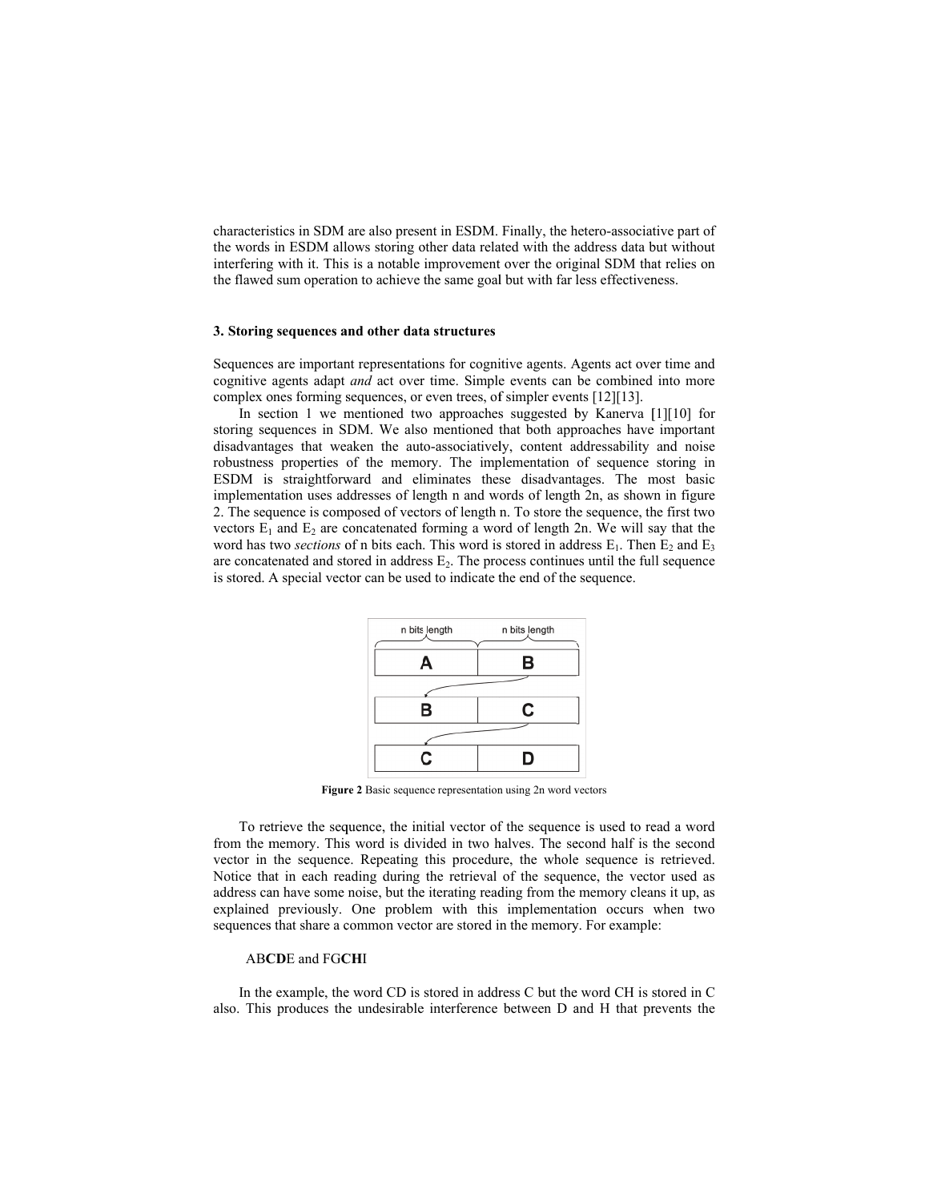characteristics in SDM are also present in ESDM. Finally, the hetero-associative part of the words in ESDM allows storing other data related with the address data but without interfering with it. This is a notable improvement over the original SDM that relies on the flawed sum operation to achieve the same goal but with far less effectiveness.

### 3. Storing sequences and other data structures

Sequences are important representations for cognitive agents. Agents act over time and cognitive agents adapt *and* act over time. Simple events can be combined into more complex ones forming sequences, or even trees, of simpler events [12][13].

In section 1 we mentioned two approaches suggested by Kanerva [1][10] for storing sequences in SDM. We also mentioned that both approaches have important disadvantages that weaken the auto-associatively, content addressability and noise robustness properties of the memory. The implementation of sequence storing in ESDM is straightforward and eliminates these disadvantages. The most basic implementation uses addresses of length n and words of length 2n, as shown in figure 2. The sequence is composed of vectors of length n. To store the sequence, the first two vectors $E_1$ and $E_2$ are concatenated forming a word of length 2n. We will say that the word has two *sections* of n bits each. This word is stored in address $E_1$. Then $E_2$ and $E_3$ are concatenated and stored in address $E_2$. The process continues until the full sequence is stored. A special vector can be used to indicate the end of the sequence.

**Figure 2** Basic sequence representation using 2n word vectors

To retrieve the sequence, the initial vector of the sequence is used to read a word from the memory. This word is divided in two halves. The second half is the second vector in the sequence. Repeating this procedure, the whole sequence is retrieved. Notice that in each reading during the retrieval of the sequence, the vector used as address can have some noise, but the iterating reading from the memory cleans it up, as explained previously. One problem with this implementation occurs when two sequences that share a common vector are stored in the memory. For example:

AB**CD**E and FG**CH**I

In the example, the word CD is stored in address C but the word CH is stored in C also. This produces the undesirable interference between D and H that prevents the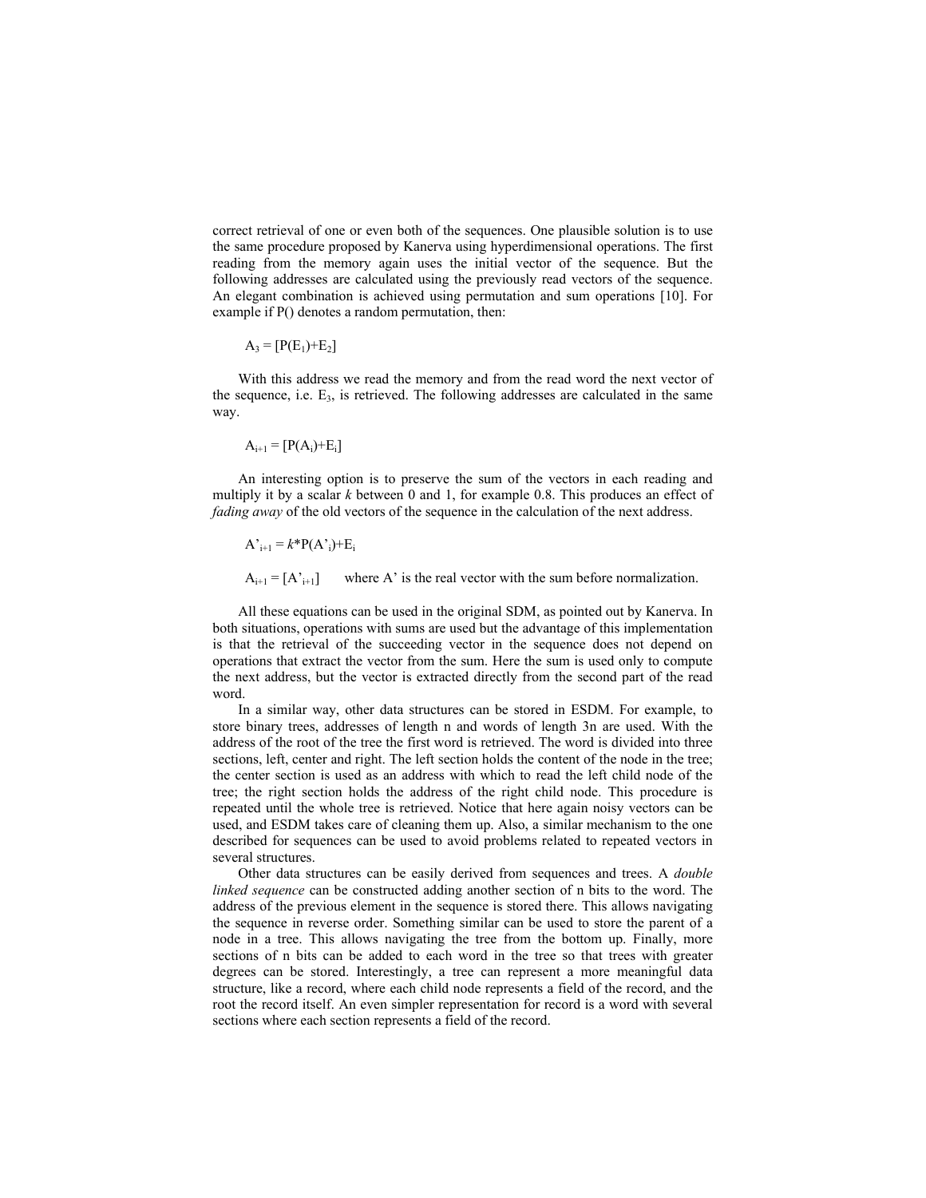correct retrieval of one or even both of the sequences. One plausible solution is to use the same procedure proposed by Kanerva using hyperdimensional operations. The first reading from the memory again uses the initial vector of the sequence. But the following addresses are calculated using the previously read vectors of the sequence. An elegant combination is achieved using permutation and sum operations [10]. For example if P() denotes a random permutation, then:

$$A_3 = [P(E_1)+E_2]$$

With this address we read the memory and from the read word the next vector of the sequence, i.e. $E_3$, is retrieved. The following addresses are calculated in the same way.

$$A_{i+1} = [P(A_i)+E_i]$$

An interesting option is to preserve the sum of the vectors in each reading and multiply it by a scalar *k* between 0 and 1, for example 0.8. This produces an effect of *fading away* of the old vectors of the sequence in the calculation of the next address.

$$A'_{i+1} = k*P(A'_i)+E_i$$

$A_{i+1} = [A'_{i+1}]$ where A' is the real vector with the sum before normalization.

All these equations can be used in the original SDM, as pointed out by Kanerva. In both situations, operations with sums are used but the advantage of this implementation is that the retrieval of the succeeding vector in the sequence does not depend on operations that extract the vector from the sum. Here the sum is used only to compute the next address, but the vector is extracted directly from the second part of the read word.

In a similar way, other data structures can be stored in ESDM. For example, to store binary trees, addresses of length n and words of length 3n are used. With the address of the root of the tree the first word is retrieved. The word is divided into three sections, left, center and right. The left section holds the content of the node in the tree; the center section is used as an address with which to read the left child node of the tree; the right section holds the address of the right child node. This procedure is repeated until the whole tree is retrieved. Notice that here again noisy vectors can be used, and ESDM takes care of cleaning them up. Also, a similar mechanism to the one described for sequences can be used to avoid problems related to repeated vectors in several structures.

Other data structures can be easily derived from sequences and trees. A *double linked sequence* can be constructed adding another section of n bits to the word. The address of the previous element in the sequence is stored there. This allows navigating the sequence in reverse order. Something similar can be used to store the parent of a node in a tree. This allows navigating the tree from the bottom up. Finally, more sections of n bits can be added to each word in the tree so that trees with greater degrees can be stored. Interestingly, a tree can represent a more meaningful data structure, like a record, where each child node represents a field of the record, and the root the record itself. An even simpler representation for record is a word with several sections where each section represents a field of the record.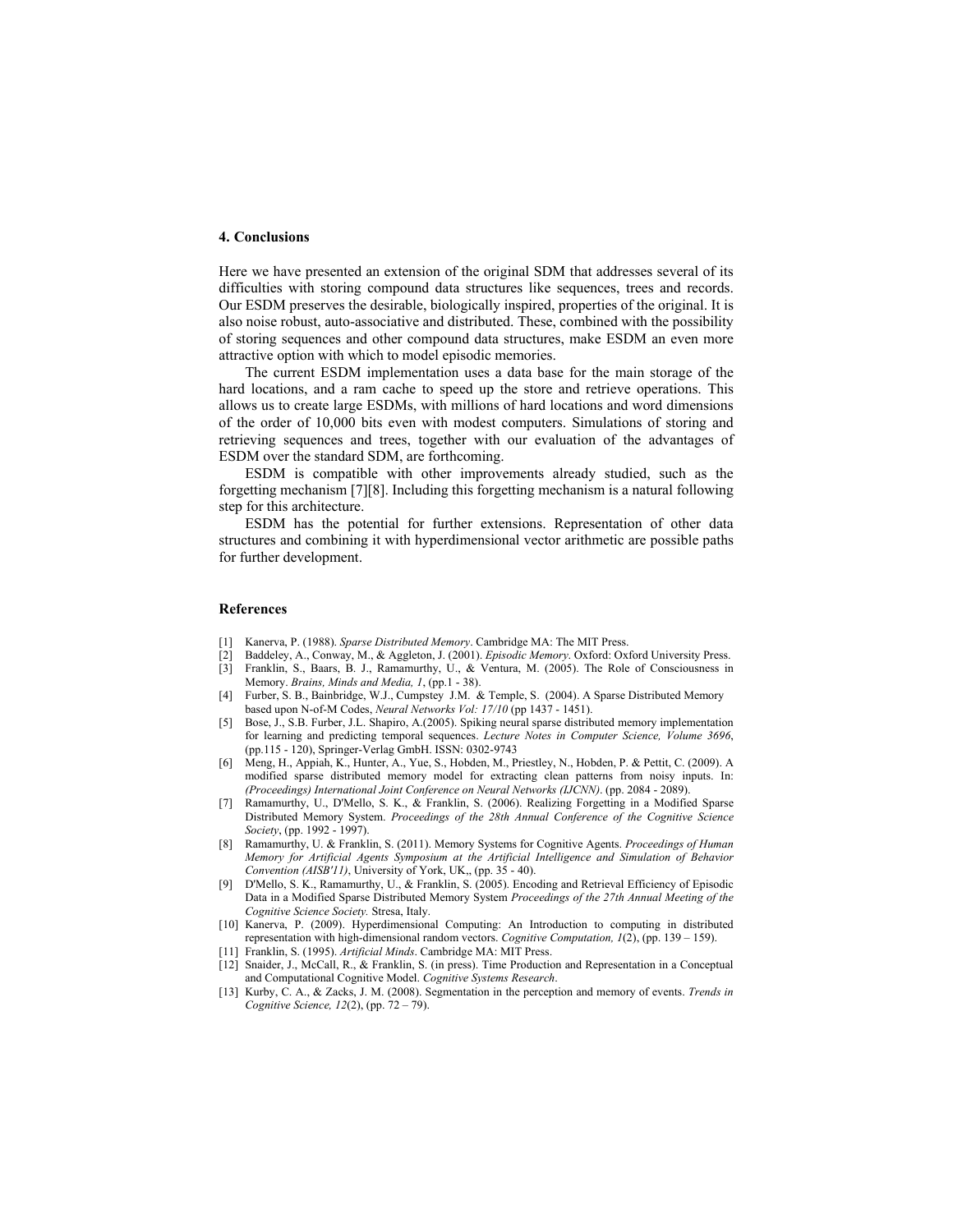## 4. Conclusions

Here we have presented an extension of the original SDM that addresses several of its difficulties with storing compound data structures like sequences, trees and records. Our ESDM preserves the desirable, biologically inspired, properties of the original. It is also noise robust, auto-associative and distributed. These, combined with the possibility of storing sequences and other compound data structures, make ESDM an even more attractive option with which to model episodic memories.

The current ESDM implementation uses a data base for the main storage of the hard locations, and a ram cache to speed up the store and retrieve operations. This allows us to create large ESDMs, with millions of hard locations and word dimensions of the order of 10,000 bits even with modest computers. Simulations of storing and retrieving sequences and trees, together with our evaluation of the advantages of ESDM over the standard SDM, are forthcoming.

ESDM is compatible with other improvements already studied, such as the forgetting mechanism [7][8]. Including this forgetting mechanism is a natural following step for this architecture.

ESDM has the potential for further extensions. Representation of other data structures and combining it with hyperdimensional vector arithmetic are possible paths for further development.

## References

[1] Kanerva, P. (1988). *Sparse Distributed Memory*. Cambridge MA: The MIT Press.

[2] Baddeley, A., Conway, M., & Aggleton, J. (2001). *Episodic Memory*. Oxford: Oxford University Press.

[3] Franklin, S., Baars, B. J., Ramamurthy, U., & Ventura, M. (2005). The Role of Consciousness in Memory. *Brains, Minds and Media, 1*, (pp.1 - 38).

[4] Furber, S. B., Bainbridge, W.J., Cumpstey J.M. & Temple, S. (2004). A Sparse Distributed Memory based upon N-of-M Codes, *Neural Networks Vol: 17/10* (pp 1437 - 1451).

[5] Bose, J., S.B. Furber, J.L. Shapiro, A.(2005). Spiking neural sparse distributed memory implementation for learning and predicting temporal sequences. *Lecture Notes in Computer Science, Volume 3696*, (pp.115 - 120), Springer-Verlag GmbH. ISSN: 0302-9743

[6] Meng, H., Appiah, K., Hunter, A., Yue, S., Hobden, M., Priestley, N., Hobden, P. & Pettit, C. (2009). A modified sparse distributed memory model for extracting clean patterns from noisy inputs. In: *(Proceedings) International Joint Conference on Neural Networks (IJCNN)*. (pp. 2084 - 2089).

[7] Ramamurthy, U., D'Mello, S. K., & Franklin, S. (2006). Realizing Forgetting in a Modified Sparse Distributed Memory System. *Proceedings of the 28th Annual Conference of the Cognitive Science Society*, (pp. 1992 - 1997).

[8] Ramamurthy, U. & Franklin, S. (2011). Memory Systems for Cognitive Agents. *Proceedings of Human Memory for Artificial Agents Symposium at the Artificial Intelligence and Simulation of Behavior Convention (AISB'11)*, University of York, UK,, (pp. 35 - 40).

[9] D'Mello, S. K., Ramamurthy, U., & Franklin, S. (2005). Encoding and Retrieval Efficiency of Episodic Data in a Modified Sparse Distributed Memory System *Proceedings of the 27th Annual Meeting of the Cognitive Science Society.* Stresa, Italy.

[10] Kanerva, P. (2009). Hyperdimensional Computing: An Introduction to computing in distributed representation with high-dimensional random vectors. *Cognitive Computation, 1*(2), (pp. 139 – 159).

[11] Franklin, S. (1995). *Artificial Minds*. Cambridge MA: MIT Press.

[12] Snaider, J., McCall, R., & Franklin, S. (in press). Time Production and Representation in a Conceptual and Computational Cognitive Model. *Cognitive Systems Research*.

[13] Kurby, C. A., & Zacks, J. M. (2008). Segmentation in the perception and memory of events. *Trends in Cognitive Science, 12*(2), (pp. 72 – 79).